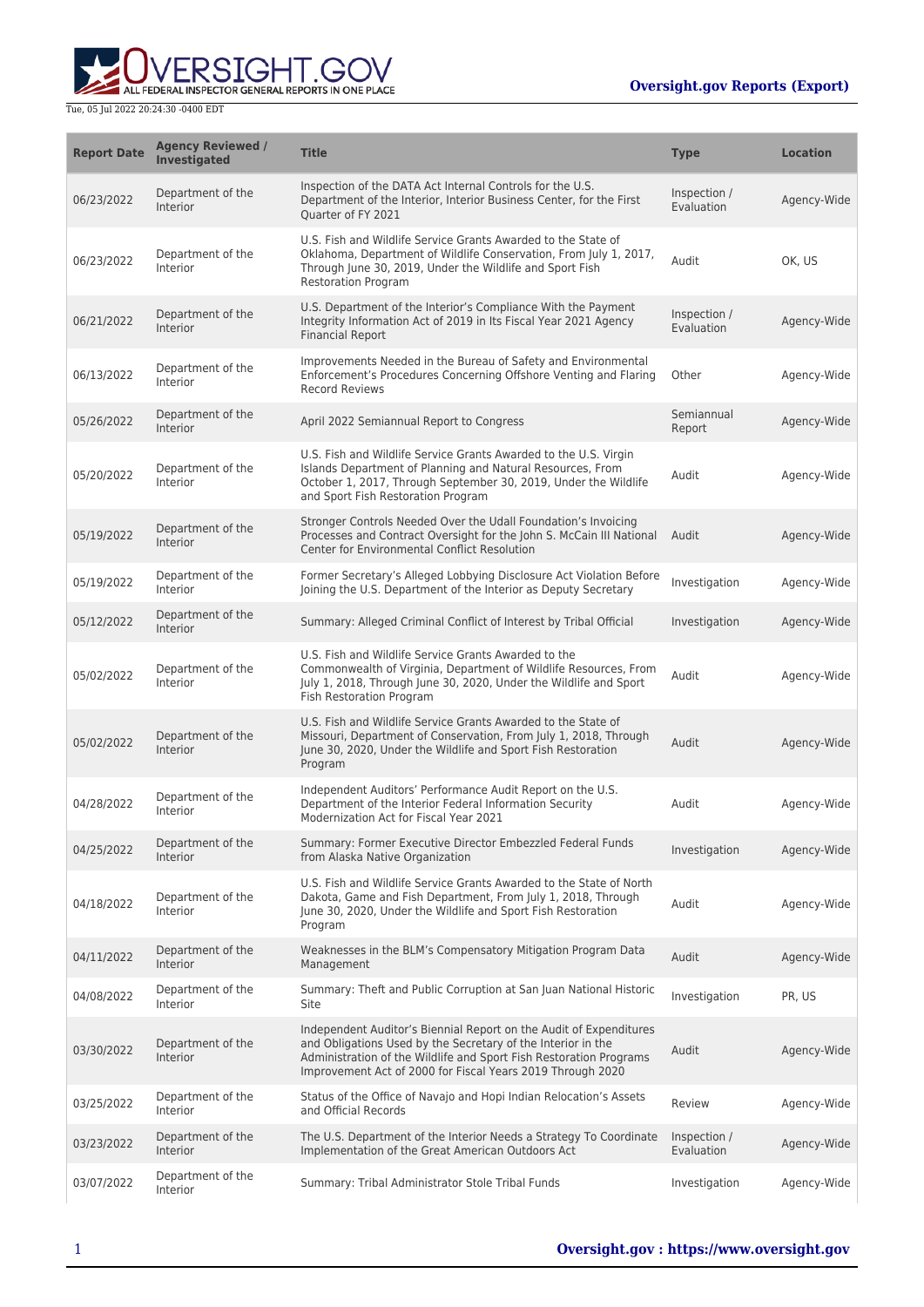Tue, 05 Jul 2022 20:24:30 -0400 EDT

**Oversight.gov Reports (Export)**

| Report Date | Agency Reviewed / Investigated | Title | Type | Location |
|---|---|---|---|---|
| 06/23/2022 | Department of the Interior | Inspection of the DATA Act Internal Controls for the U.S. Department of the Interior, Interior Business Center, for the First Quarter of FY 2021 | Inspection / Evaluation | Agency-Wide |
| 06/23/2022 | Department of the Interior | U.S. Fish and Wildlife Service Grants Awarded to the State of Oklahoma, Department of Wildlife Conservation, From July 1, 2017, Through June 30, 2019, Under the Wildlife and Sport Fish Restoration Program | Audit | OK, US |
| 06/21/2022 | Department of the Interior | U.S. Department of the Interior's Compliance With the Payment Integrity Information Act of 2019 in Its Fiscal Year 2021 Agency Financial Report | Inspection / Evaluation | Agency-Wide |
| 06/13/2022 | Department of the Interior | Improvements Needed in the Bureau of Safety and Environmental Enforcement's Procedures Concerning Offshore Venting and Flaring Record Reviews | Other | Agency-Wide |
| 05/26/2022 | Department of the Interior | April 2022 Semiannual Report to Congress | Semiannual Report | Agency-Wide |
| 05/20/2022 | Department of the Interior | U.S. Fish and Wildlife Service Grants Awarded to the U.S. Virgin Islands Department of Planning and Natural Resources, From October 1, 2017, Through September 30, 2019, Under the Wildlife and Sport Fish Restoration Program | Audit | Agency-Wide |
| 05/19/2022 | Department of the Interior | Stronger Controls Needed Over the Udall Foundation's Invoicing Processes and Contract Oversight for the John S. McCain III National Center for Environmental Conflict Resolution | Audit | Agency-Wide |
| 05/19/2022 | Department of the Interior | Former Secretary's Alleged Lobbying Disclosure Act Violation Before Joining the U.S. Department of the Interior as Deputy Secretary | Investigation | Agency-Wide |
| 05/12/2022 | Department of the Interior | Summary: Alleged Criminal Conflict of Interest by Tribal Official | Investigation | Agency-Wide |
| 05/02/2022 | Department of the Interior | U.S. Fish and Wildlife Service Grants Awarded to the Commonwealth of Virginia, Department of Wildlife Resources, From July 1, 2018, Through June 30, 2020, Under the Wildlife and Sport Fish Restoration Program | Audit | Agency-Wide |
| 05/02/2022 | Department of the Interior | U.S. Fish and Wildlife Service Grants Awarded to the State of Missouri, Department of Conservation, From July 1, 2018, Through June 30, 2020, Under the Wildlife and Sport Fish Restoration Program | Audit | Agency-Wide |
| 04/28/2022 | Department of the Interior | Independent Auditors' Performance Audit Report on the U.S. Department of the Interior Federal Information Security Modernization Act for Fiscal Year 2021 | Audit | Agency-Wide |
| 04/25/2022 | Department of the Interior | Summary: Former Executive Director Embezzled Federal Funds from Alaska Native Organization | Investigation | Agency-Wide |
| 04/18/2022 | Department of the Interior | U.S. Fish and Wildlife Service Grants Awarded to the State of North Dakota, Game and Fish Department, From July 1, 2018, Through June 30, 2020, Under the Wildlife and Sport Fish Restoration Program | Audit | Agency-Wide |
| 04/11/2022 | Department of the Interior | Weaknesses in the BLM's Compensatory Mitigation Program Data Management | Audit | Agency-Wide |
| 04/08/2022 | Department of the Interior | Summary: Theft and Public Corruption at San Juan National Historic Site | Investigation | PR, US |
| 03/30/2022 | Department of the Interior | Independent Auditor's Biennial Report on the Audit of Expenditures and Obligations Used by the Secretary of the Interior in the Administration of the Wildlife and Sport Fish Restoration Programs Improvement Act of 2000 for Fiscal Years 2019 Through 2020 | Audit | Agency-Wide |
| 03/25/2022 | Department of the Interior | Status of the Office of Navajo and Hopi Indian Relocation's Assets and Official Records | Review | Agency-Wide |
| 03/23/2022 | Department of the Interior | The U.S. Department of the Interior Needs a Strategy To Coordinate Implementation of the Great American Outdoors Act | Inspection / Evaluation | Agency-Wide |
| 03/07/2022 | Department of the Interior | Summary: Tribal Administrator Stole Tribal Funds | Investigation | Agency-Wide |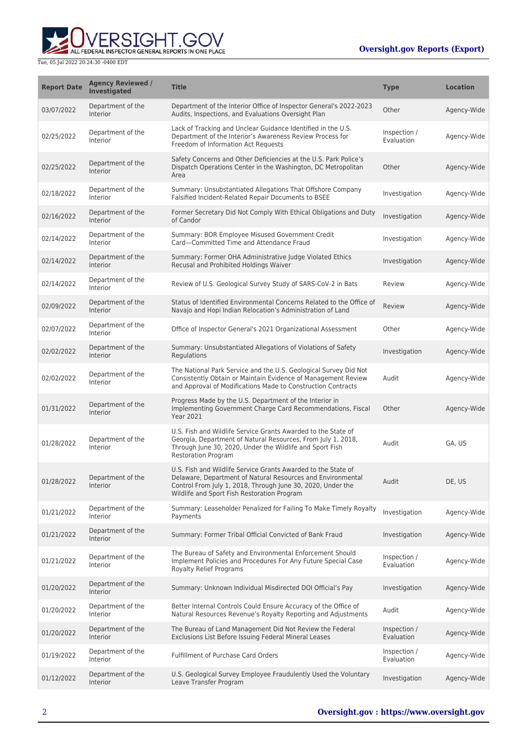| Report Date | Agency Reviewed / Investigated | Title | Type | Location |
| --- | --- | --- | --- | --- |
| 03/07/2022 | Department of the Interior | Department of the Interior Office of Inspector General's 2022-2023 Audits, Inspections, and Evaluations Oversight Plan | Other | Agency-Wide |
| 02/25/2022 | Department of the Interior | Lack of Tracking and Unclear Guidance Identified in the U.S. Department of the Interior's Awareness Review Process for Freedom of Information Act Requests | Inspection / Evaluation | Agency-Wide |
| 02/25/2022 | Department of the Interior | Safety Concerns and Other Deficiencies at the U.S. Park Police's Dispatch Operations Center in the Washington, DC Metropolitan Area | Other | Agency-Wide |
| 02/18/2022 | Department of the Interior | Summary: Unsubstantiated Allegations That Offshore Company Falsified Incident-Related Repair Documents to BSEE | Investigation | Agency-Wide |
| 02/16/2022 | Department of the Interior | Former Secretary Did Not Comply With Ethical Obligations and Duty of Candor | Investigation | Agency-Wide |
| 02/14/2022 | Department of the Interior | Summary: BOR Employee Misused Government Credit Card—Committed Time and Attendance Fraud | Investigation | Agency-Wide |
| 02/14/2022 | Department of the Interior | Summary: Former OHA Administrative Judge Violated Ethics Recusal and Prohibited Holdings Waiver | Investigation | Agency-Wide |
| 02/14/2022 | Department of the Interior | Review of U.S. Geological Survey Study of SARS-CoV-2 in Bats | Review | Agency-Wide |
| 02/09/2022 | Department of the Interior | Status of Identified Environmental Concerns Related to the Office of Navajo and Hopi Indian Relocation's Administration of Land | Review | Agency-Wide |
| 02/07/2022 | Department of the Interior | Office of Inspector General's 2021 Organizational Assessment | Other | Agency-Wide |
| 02/02/2022 | Department of the Interior | Summary: Unsubstantiated Allegations of Violations of Safety Regulations | Investigation | Agency-Wide |
| 02/02/2022 | Department of the Interior | The National Park Service and the U.S. Geological Survey Did Not Consistently Obtain or Maintain Evidence of Management Review and Approval of Modifications Made to Construction Contracts | Audit | Agency-Wide |
| 01/31/2022 | Department of the Interior | Progress Made by the U.S. Department of the Interior in Implementing Government Charge Card Recommendations, Fiscal Year 2021 | Other | Agency-Wide |
| 01/28/2022 | Department of the Interior | U.S. Fish and Wildlife Service Grants Awarded to the State of Georgia, Department of Natural Resources, From July 1, 2018, Through June 30, 2020, Under the Wildlife and Sport Fish Restoration Program | Audit | GA, US |
| 01/28/2022 | Department of the Interior | U.S. Fish and Wildlife Service Grants Awarded to the State of Delaware, Department of Natural Resources and Environmental Control From July 1, 2018, Through June 30, 2020, Under the Wildlife and Sport Fish Restoration Program | Audit | DE, US |
| 01/21/2022 | Department of the Interior | Summary: Leaseholder Penalized for Failing To Make Timely Royalty Payments | Investigation | Agency-Wide |
| 01/21/2022 | Department of the Interior | Summary: Former Tribal Official Convicted of Bank Fraud | Investigation | Agency-Wide |
| 01/21/2022 | Department of the Interior | The Bureau of Safety and Environmental Enforcement Should Implement Policies and Procedures For Any Future Special Case Royalty Relief Programs | Inspection / Evaluation | Agency-Wide |
| 01/20/2022 | Department of the Interior | Summary: Unknown Individual Misdirected DOI Official's Pay | Investigation | Agency-Wide |
| 01/20/2022 | Department of the Interior | Better Internal Controls Could Ensure Accuracy of the Office of Natural Resources Revenue's Royalty Reporting and Adjustments | Audit | Agency-Wide |
| 01/20/2022 | Department of the Interior | The Bureau of Land Management Did Not Review the Federal Exclusions List Before Issuing Federal Mineral Leases | Inspection / Evaluation | Agency-Wide |
| 01/19/2022 | Department of the Interior | Fulfillment of Purchase Card Orders | Inspection / Evaluation | Agency-Wide |
| 01/12/2022 | Department of the Interior | U.S. Geological Survey Employee Fraudulently Used the Voluntary Leave Transfer Program | Investigation | Agency-Wide |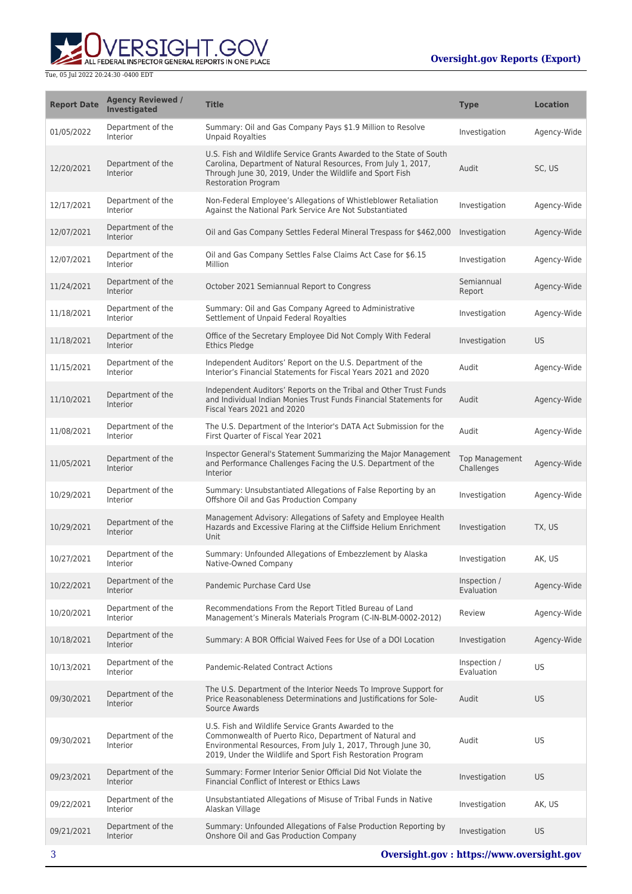| Report Date | Agency Reviewed / Investigated | Title | Type | Location |
| --- | --- | --- | --- | --- |
| 01/05/2022 | Department of the Interior | Summary: Oil and Gas Company Pays $1.9 Million to Resolve Unpaid Royalties | Investigation | Agency-Wide |
| 12/20/2021 | Department of the Interior | U.S. Fish and Wildlife Service Grants Awarded to the State of South Carolina, Department of Natural Resources, From July 1, 2017, Through June 30, 2019, Under the Wildlife and Sport Fish Restoration Program | Audit | SC, US |
| 12/17/2021 | Department of the Interior | Non-Federal Employee's Allegations of Whistleblower Retaliation Against the National Park Service Are Not Substantiated | Investigation | Agency-Wide |
| 12/07/2021 | Department of the Interior | Oil and Gas Company Settles Federal Mineral Trespass for $462,000 | Investigation | Agency-Wide |
| 12/07/2021 | Department of the Interior | Oil and Gas Company Settles False Claims Act Case for $6.15 Million | Investigation | Agency-Wide |
| 11/24/2021 | Department of the Interior | October 2021 Semiannual Report to Congress | Semiannual Report | Agency-Wide |
| 11/18/2021 | Department of the Interior | Summary: Oil and Gas Company Agreed to Administrative Settlement of Unpaid Federal Royalties | Investigation | Agency-Wide |
| 11/18/2021 | Department of the Interior | Office of the Secretary Employee Did Not Comply With Federal Ethics Pledge | Investigation | US |
| 11/15/2021 | Department of the Interior | Independent Auditors' Report on the U.S. Department of the Interior's Financial Statements for Fiscal Years 2021 and 2020 | Audit | Agency-Wide |
| 11/10/2021 | Department of the Interior | Independent Auditors' Reports on the Tribal and Other Trust Funds and Individual Indian Monies Trust Funds Financial Statements for Fiscal Years 2021 and 2020 | Audit | Agency-Wide |
| 11/08/2021 | Department of the Interior | The U.S. Department of the Interior's DATA Act Submission for the First Quarter of Fiscal Year 2021 | Audit | Agency-Wide |
| 11/05/2021 | Department of the Interior | Inspector General's Statement Summarizing the Major Management and Performance Challenges Facing the U.S. Department of the Interior | Top Management Challenges | Agency-Wide |
| 10/29/2021 | Department of the Interior | Summary: Unsubstantiated Allegations of False Reporting by an Offshore Oil and Gas Production Company | Investigation | Agency-Wide |
| 10/29/2021 | Department of the Interior | Management Advisory: Allegations of Safety and Employee Health Hazards and Excessive Flaring at the Cliffside Helium Enrichment Unit | Investigation | TX, US |
| 10/27/2021 | Department of the Interior | Summary: Unfounded Allegations of Embezzlement by Alaska Native-Owned Company | Investigation | AK, US |
| 10/22/2021 | Department of the Interior | Pandemic Purchase Card Use | Inspection / Evaluation | Agency-Wide |
| 10/20/2021 | Department of the Interior | Recommendations From the Report Titled Bureau of Land Management's Minerals Materials Program (C-IN-BLM-0002-2012) | Review | Agency-Wide |
| 10/18/2021 | Department of the Interior | Summary: A BOR Official Waived Fees for Use of a DOI Location | Investigation | Agency-Wide |
| 10/13/2021 | Department of the Interior | Pandemic-Related Contract Actions | Inspection / Evaluation | US |
| 09/30/2021 | Department of the Interior | The U.S. Department of the Interior Needs To Improve Support for Price Reasonableness Determinations and Justifications for Sole-Source Awards | Audit | US |
| 09/30/2021 | Department of the Interior | U.S. Fish and Wildlife Service Grants Awarded to the Commonwealth of Puerto Rico, Department of Natural and Environmental Resources, From July 1, 2017, Through June 30, 2019, Under the Wildlife and Sport Fish Restoration Program | Audit | US |
| 09/23/2021 | Department of the Interior | Summary: Former Interior Senior Official Did Not Violate the Financial Conflict of Interest or Ethics Laws | Investigation | US |
| 09/22/2021 | Department of the Interior | Unsubstantiated Allegations of Misuse of Tribal Funds in Native Alaskan Village | Investigation | AK, US |
| 09/21/2021 | Department of the Interior | Summary: Unfounded Allegations of False Production Reporting by Onshore Oil and Gas Production Company | Investigation | US |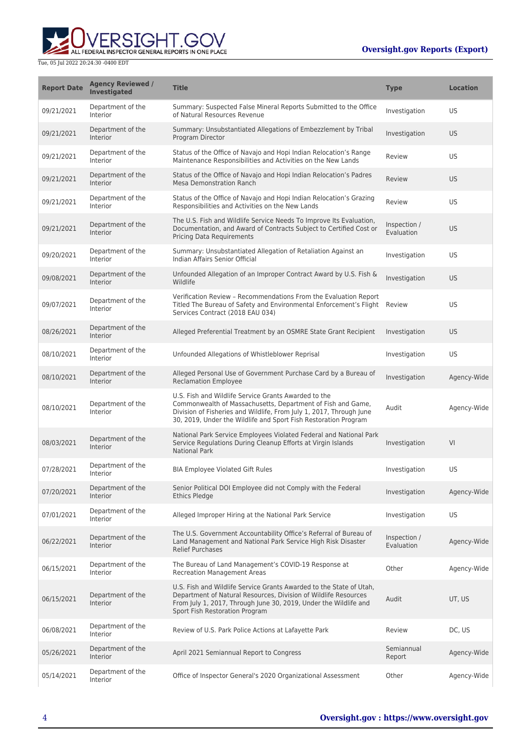| Report Date | Agency Reviewed / Investigated | Title | Type | Location |
| --- | --- | --- | --- | --- |
| 09/21/2021 | Department of the Interior | Summary: Suspected False Mineral Reports Submitted to the Office of Natural Resources Revenue | Investigation | US |
| 09/21/2021 | Department of the Interior | Summary: Unsubstantiated Allegations of Embezzlement by Tribal Program Director | Investigation | US |
| 09/21/2021 | Department of the Interior | Status of the Office of Navajo and Hopi Indian Relocation's Range Maintenance Responsibilities and Activities on the New Lands | Review | US |
| 09/21/2021 | Department of the Interior | Status of the Office of Navajo and Hopi Indian Relocation's Padres Mesa Demonstration Ranch | Review | US |
| 09/21/2021 | Department of the Interior | Status of the Office of Navajo and Hopi Indian Relocation's Grazing Responsibilities and Activities on the New Lands | Review | US |
| 09/21/2021 | Department of the Interior | The U.S. Fish and Wildlife Service Needs To Improve Its Evaluation, Documentation, and Award of Contracts Subject to Certified Cost or Pricing Data Requirements | Inspection / Evaluation | US |
| 09/20/2021 | Department of the Interior | Summary: Unsubstantiated Allegation of Retaliation Against an Indian Affairs Senior Official | Investigation | US |
| 09/08/2021 | Department of the Interior | Unfounded Allegation of an Improper Contract Award by U.S. Fish & Wildlife | Investigation | US |
| 09/07/2021 | Department of the Interior | Verification Review – Recommendations From the Evaluation Report Titled The Bureau of Safety and Environmental Enforcement's Flight Services Contract (2018 EAU 034) | Review | US |
| 08/26/2021 | Department of the Interior | Alleged Preferential Treatment by an OSMRE State Grant Recipient | Investigation | US |
| 08/10/2021 | Department of the Interior | Unfounded Allegations of Whistleblower Reprisal | Investigation | US |
| 08/10/2021 | Department of the Interior | Alleged Personal Use of Government Purchase Card by a Bureau of Reclamation Employee | Investigation | Agency-Wide |
| 08/10/2021 | Department of the Interior | U.S. Fish and Wildlife Service Grants Awarded to the Commonwealth of Massachusetts, Department of Fish and Game, Division of Fisheries and Wildlife, From July 1, 2017, Through June 30, 2019, Under the Wildlife and Sport Fish Restoration Program | Audit | Agency-Wide |
| 08/03/2021 | Department of the Interior | National Park Service Employees Violated Federal and National Park Service Regulations During Cleanup Efforts at Virgin Islands National Park | Investigation | VI |
| 07/28/2021 | Department of the Interior | BIA Employee Violated Gift Rules | Investigation | US |
| 07/20/2021 | Department of the Interior | Senior Political DOI Employee did not Comply with the Federal Ethics Pledge | Investigation | Agency-Wide |
| 07/01/2021 | Department of the Interior | Alleged Improper Hiring at the National Park Service | Investigation | US |
| 06/22/2021 | Department of the Interior | The U.S. Government Accountability Office's Referral of Bureau of Land Management and National Park Service High Risk Disaster Relief Purchases | Inspection / Evaluation | Agency-Wide |
| 06/15/2021 | Department of the Interior | The Bureau of Land Management's COVID-19 Response at Recreation Management Areas | Other | Agency-Wide |
| 06/15/2021 | Department of the Interior | U.S. Fish and Wildlife Service Grants Awarded to the State of Utah, Department of Natural Resources, Division of Wildlife Resources From July 1, 2017, Through June 30, 2019, Under the Wildlife and Sport Fish Restoration Program | Audit | UT, US |
| 06/08/2021 | Department of the Interior | Review of U.S. Park Police Actions at Lafayette Park | Review | DC, US |
| 05/26/2021 | Department of the Interior | April 2021 Semiannual Report to Congress | Semiannual Report | Agency-Wide |
| 05/14/2021 | Department of the Interior | Office of Inspector General's 2020 Organizational Assessment | Other | Agency-Wide |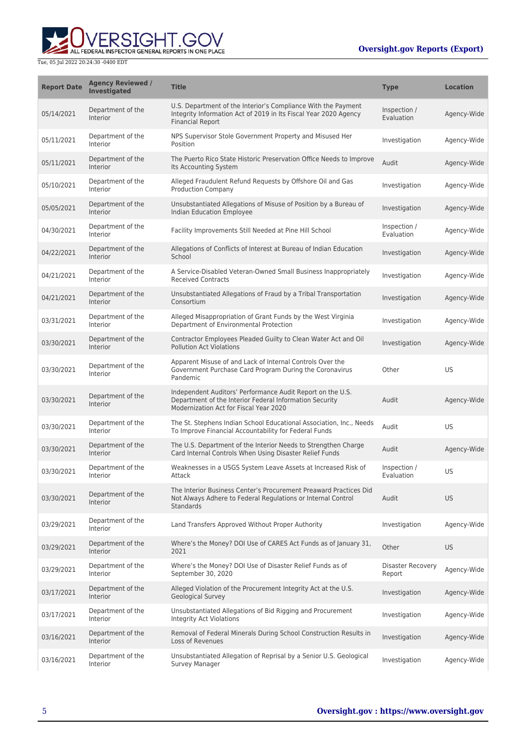| Report Date | Agency Reviewed / Investigated | Title | Type | Location |
| --- | --- | --- | --- | --- |
| 05/14/2021 | Department of the Interior | U.S. Department of the Interior's Compliance With the Payment Integrity Information Act of 2019 in Its Fiscal Year 2020 Agency Financial Report | Inspection / Evaluation | Agency-Wide |
| 05/11/2021 | Department of the Interior | NPS Supervisor Stole Government Property and Misused Her Position | Investigation | Agency-Wide |
| 05/11/2021 | Department of the Interior | The Puerto Rico State Historic Preservation Office Needs to Improve Its Accounting System | Audit | Agency-Wide |
| 05/10/2021 | Department of the Interior | Alleged Fraudulent Refund Requests by Offshore Oil and Gas Production Company | Investigation | Agency-Wide |
| 05/05/2021 | Department of the Interior | Unsubstantiated Allegations of Misuse of Position by a Bureau of Indian Education Employee | Investigation | Agency-Wide |
| 04/30/2021 | Department of the Interior | Facility Improvements Still Needed at Pine Hill School | Inspection / Evaluation | Agency-Wide |
| 04/22/2021 | Department of the Interior | Allegations of Conflicts of Interest at Bureau of Indian Education School | Investigation | Agency-Wide |
| 04/21/2021 | Department of the Interior | A Service-Disabled Veteran-Owned Small Business Inappropriately Received Contracts | Investigation | Agency-Wide |
| 04/21/2021 | Department of the Interior | Unsubstantiated Allegations of Fraud by a Tribal Transportation Consortium | Investigation | Agency-Wide |
| 03/31/2021 | Department of the Interior | Alleged Misappropriation of Grant Funds by the West Virginia Department of Environmental Protection | Investigation | Agency-Wide |
| 03/30/2021 | Department of the Interior | Contractor Employees Pleaded Guilty to Clean Water Act and Oil Pollution Act Violations | Investigation | Agency-Wide |
| 03/30/2021 | Department of the Interior | Apparent Misuse of and Lack of Internal Controls Over the Government Purchase Card Program During the Coronavirus Pandemic | Other | US |
| 03/30/2021 | Department of the Interior | Independent Auditors' Performance Audit Report on the U.S. Department of the Interior Federal Information Security Modernization Act for Fiscal Year 2020 | Audit | Agency-Wide |
| 03/30/2021 | Department of the Interior | The St. Stephens Indian School Educational Association, Inc., Needs To Improve Financial Accountability for Federal Funds | Audit | US |
| 03/30/2021 | Department of the Interior | The U.S. Department of the Interior Needs to Strengthen Charge Card Internal Controls When Using Disaster Relief Funds | Audit | Agency-Wide |
| 03/30/2021 | Department of the Interior | Weaknesses in a USGS System Leave Assets at Increased Risk of Attack | Inspection / Evaluation | US |
| 03/30/2021 | Department of the Interior | The Interior Business Center's Procurement Preaward Practices Did Not Always Adhere to Federal Regulations or Internal Control Standards | Audit | US |
| 03/29/2021 | Department of the Interior | Land Transfers Approved Without Proper Authority | Investigation | Agency-Wide |
| 03/29/2021 | Department of the Interior | Where's the Money? DOI Use of CARES Act Funds as of January 31, 2021 | Other | US |
| 03/29/2021 | Department of the Interior | Where's the Money? DOI Use of Disaster Relief Funds as of September 30, 2020 | Disaster Recovery Report | Agency-Wide |
| 03/17/2021 | Department of the Interior | Alleged Violation of the Procurement Integrity Act at the U.S. Geological Survey | Investigation | Agency-Wide |
| 03/17/2021 | Department of the Interior | Unsubstantiated Allegations of Bid Rigging and Procurement Integrity Act Violations | Investigation | Agency-Wide |
| 03/16/2021 | Department of the Interior | Removal of Federal Minerals During School Construction Results in Loss of Revenues | Investigation | Agency-Wide |
| 03/16/2021 | Department of the Interior | Unsubstantiated Allegation of Reprisal by a Senior U.S. Geological Survey Manager | Investigation | Agency-Wide |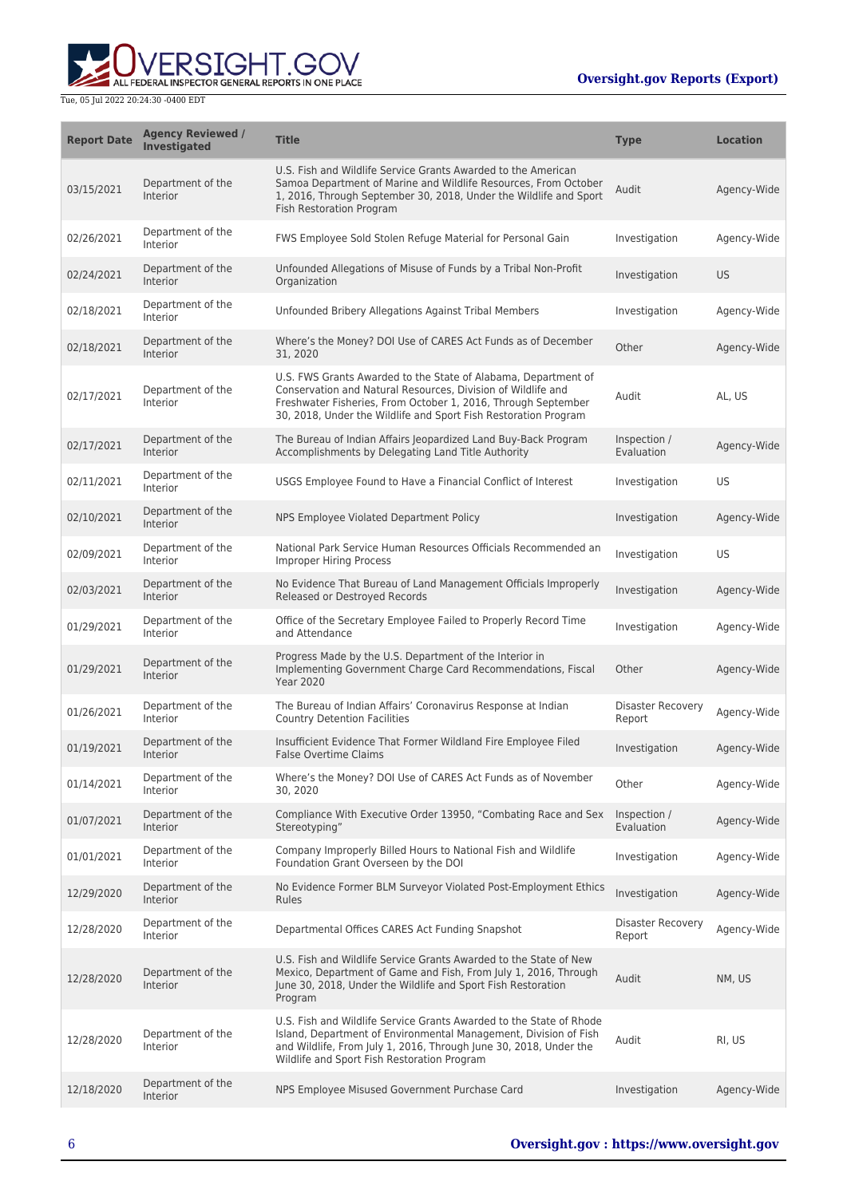| Report Date | Agency Reviewed / Investigated | Title | Type | Location |
|---|---|---|---|---|
| 03/15/2021 | Department of the Interior | U.S. Fish and Wildlife Service Grants Awarded to the American Samoa Department of Marine and Wildlife Resources, From October 1, 2016, Through September 30, 2018, Under the Wildlife and Sport Fish Restoration Program | Audit | Agency-Wide |
| 02/26/2021 | Department of the Interior | FWS Employee Sold Stolen Refuge Material for Personal Gain | Investigation | Agency-Wide |
| 02/24/2021 | Department of the Interior | Unfounded Allegations of Misuse of Funds by a Tribal Non-Profit Organization | Investigation | US |
| 02/18/2021 | Department of the Interior | Unfounded Bribery Allegations Against Tribal Members | Investigation | Agency-Wide |
| 02/18/2021 | Department of the Interior | Where's the Money? DOI Use of CARES Act Funds as of December 31, 2020 | Other | Agency-Wide |
| 02/17/2021 | Department of the Interior | U.S. FWS Grants Awarded to the State of Alabama, Department of Conservation and Natural Resources, Division of Wildlife and Freshwater Fisheries, From October 1, 2016, Through September 30, 2018, Under the Wildlife and Sport Fish Restoration Program | Audit | AL, US |
| 02/17/2021 | Department of the Interior | The Bureau of Indian Affairs Jeopardized Land Buy-Back Program Accomplishments by Delegating Land Title Authority | Inspection / Evaluation | Agency-Wide |
| 02/11/2021 | Department of the Interior | USGS Employee Found to Have a Financial Conflict of Interest | Investigation | US |
| 02/10/2021 | Department of the Interior | NPS Employee Violated Department Policy | Investigation | Agency-Wide |
| 02/09/2021 | Department of the Interior | National Park Service Human Resources Officials Recommended an Improper Hiring Process | Investigation | US |
| 02/03/2021 | Department of the Interior | No Evidence That Bureau of Land Management Officials Improperly Released or Destroyed Records | Investigation | Agency-Wide |
| 01/29/2021 | Department of the Interior | Office of the Secretary Employee Failed to Properly Record Time and Attendance | Investigation | Agency-Wide |
| 01/29/2021 | Department of the Interior | Progress Made by the U.S. Department of the Interior in Implementing Government Charge Card Recommendations, Fiscal Year 2020 | Other | Agency-Wide |
| 01/26/2021 | Department of the Interior | The Bureau of Indian Affairs' Coronavirus Response at Indian Country Detention Facilities | Disaster Recovery Report | Agency-Wide |
| 01/19/2021 | Department of the Interior | Insufficient Evidence That Former Wildland Fire Employee Filed False Overtime Claims | Investigation | Agency-Wide |
| 01/14/2021 | Department of the Interior | Where's the Money? DOI Use of CARES Act Funds as of November 30, 2020 | Other | Agency-Wide |
| 01/07/2021 | Department of the Interior | Compliance With Executive Order 13950, "Combating Race and Sex Stereotyping" | Inspection / Evaluation | Agency-Wide |
| 01/01/2021 | Department of the Interior | Company Improperly Billed Hours to National Fish and Wildlife Foundation Grant Overseen by the DOI | Investigation | Agency-Wide |
| 12/29/2020 | Department of the Interior | No Evidence Former BLM Surveyor Violated Post-Employment Ethics Rules | Investigation | Agency-Wide |
| 12/28/2020 | Department of the Interior | Departmental Offices CARES Act Funding Snapshot | Disaster Recovery Report | Agency-Wide |
| 12/28/2020 | Department of the Interior | U.S. Fish and Wildlife Service Grants Awarded to the State of New Mexico, Department of Game and Fish, From July 1, 2016, Through June 30, 2018, Under the Wildlife and Sport Fish Restoration Program | Audit | NM, US |
| 12/28/2020 | Department of the Interior | U.S. Fish and Wildlife Service Grants Awarded to the State of Rhode Island, Department of Environmental Management, Division of Fish and Wildlife, From July 1, 2016, Through June 30, 2018, Under the Wildlife and Sport Fish Restoration Program | Audit | RI, US |
| 12/18/2020 | Department of the Interior | NPS Employee Misused Government Purchase Card | Investigation | Agency-Wide |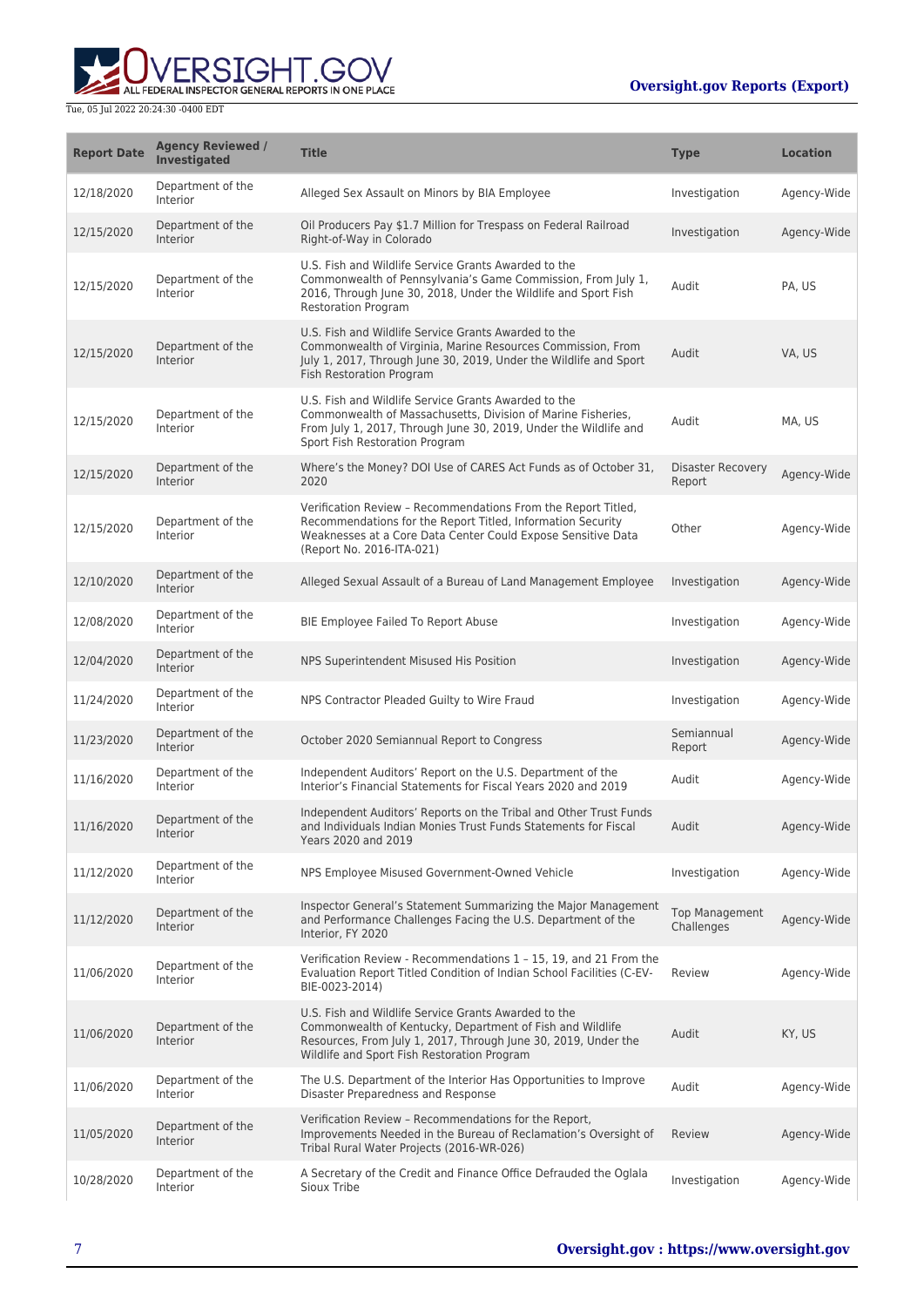| Report Date | Agency Reviewed / Investigated | Title | Type | Location |
| --- | --- | --- | --- | --- |
| 12/18/2020 | Department of the Interior | Alleged Sex Assault on Minors by BIA Employee | Investigation | Agency-Wide |
| 12/15/2020 | Department of the Interior | Oil Producers Pay $1.7 Million for Trespass on Federal Railroad Right-of-Way in Colorado | Investigation | Agency-Wide |
| 12/15/2020 | Department of the Interior | U.S. Fish and Wildlife Service Grants Awarded to the Commonwealth of Pennsylvania's Game Commission, From July 1, 2016, Through June 30, 2018, Under the Wildlife and Sport Fish Restoration Program | Audit | PA, US |
| 12/15/2020 | Department of the Interior | U.S. Fish and Wildlife Service Grants Awarded to the Commonwealth of Virginia, Marine Resources Commission, From July 1, 2017, Through June 30, 2019, Under the Wildlife and Sport Fish Restoration Program | Audit | VA, US |
| 12/15/2020 | Department of the Interior | U.S. Fish and Wildlife Service Grants Awarded to the Commonwealth of Massachusetts, Division of Marine Fisheries, From July 1, 2017, Through June 30, 2019, Under the Wildlife and Sport Fish Restoration Program | Audit | MA, US |
| 12/15/2020 | Department of the Interior | Where's the Money? DOI Use of CARES Act Funds as of October 31, 2020 | Disaster Recovery Report | Agency-Wide |
| 12/15/2020 | Department of the Interior | Verification Review – Recommendations From the Report Titled, Recommendations for the Report Titled, Information Security Weaknesses at a Core Data Center Could Expose Sensitive Data (Report No. 2016-ITA-021) | Other | Agency-Wide |
| 12/10/2020 | Department of the Interior | Alleged Sexual Assault of a Bureau of Land Management Employee | Investigation | Agency-Wide |
| 12/08/2020 | Department of the Interior | BIE Employee Failed To Report Abuse | Investigation | Agency-Wide |
| 12/04/2020 | Department of the Interior | NPS Superintendent Misused His Position | Investigation | Agency-Wide |
| 11/24/2020 | Department of the Interior | NPS Contractor Pleaded Guilty to Wire Fraud | Investigation | Agency-Wide |
| 11/23/2020 | Department of the Interior | October 2020 Semiannual Report to Congress | Semiannual Report | Agency-Wide |
| 11/16/2020 | Department of the Interior | Independent Auditors' Report on the U.S. Department of the Interior's Financial Statements for Fiscal Years 2020 and 2019 | Audit | Agency-Wide |
| 11/16/2020 | Department of the Interior | Independent Auditors' Reports on the Tribal and Other Trust Funds and Individuals Indian Monies Trust Funds Statements for Fiscal Years 2020 and 2019 | Audit | Agency-Wide |
| 11/12/2020 | Department of the Interior | NPS Employee Misused Government-Owned Vehicle | Investigation | Agency-Wide |
| 11/12/2020 | Department of the Interior | Inspector General's Statement Summarizing the Major Management and Performance Challenges Facing the U.S. Department of the Interior, FY 2020 | Top Management Challenges | Agency-Wide |
| 11/06/2020 | Department of the Interior | Verification Review - Recommendations 1 – 15, 19, and 21 From the Evaluation Report Titled Condition of Indian School Facilities (C-EV-BIE-0023-2014) | Review | Agency-Wide |
| 11/06/2020 | Department of the Interior | U.S. Fish and Wildlife Service Grants Awarded to the Commonwealth of Kentucky, Department of Fish and Wildlife Resources, From July 1, 2017, Through June 30, 2019, Under the Wildlife and Sport Fish Restoration Program | Audit | KY, US |
| 11/06/2020 | Department of the Interior | The U.S. Department of the Interior Has Opportunities to Improve Disaster Preparedness and Response | Audit | Agency-Wide |
| 11/05/2020 | Department of the Interior | Verification Review – Recommendations for the Report, Improvements Needed in the Bureau of Reclamation's Oversight of Tribal Rural Water Projects (2016-WR-026) | Review | Agency-Wide |
| 10/28/2020 | Department of the Interior | A Secretary of the Credit and Finance Office Defrauded the Oglala Sioux Tribe | Investigation | Agency-Wide |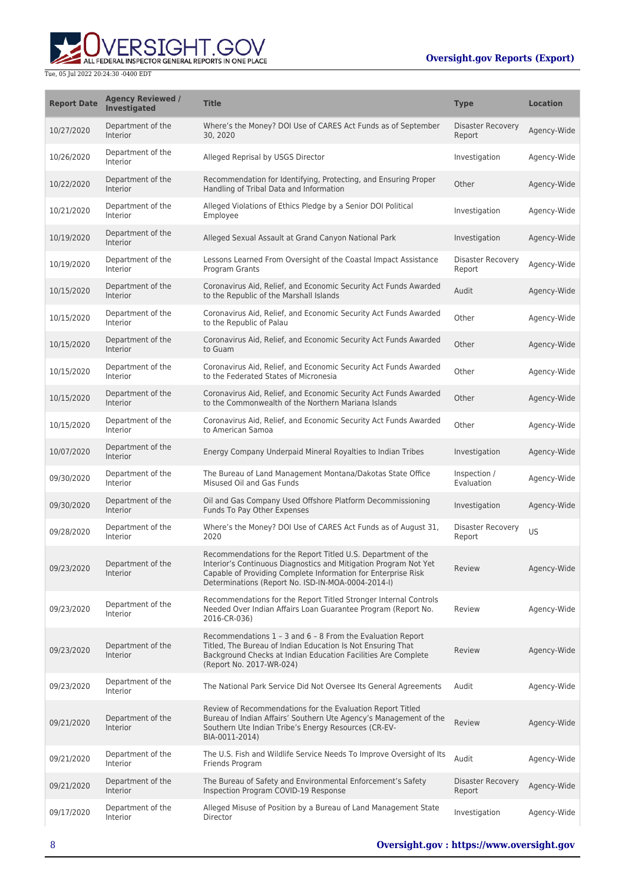| Report Date | Agency Reviewed / Investigated | Title | Type | Location |
| --- | --- | --- | --- | --- |
| 10/27/2020 | Department of the Interior | Where's the Money? DOI Use of CARES Act Funds as of September 30, 2020 | Disaster Recovery Report | Agency-Wide |
| 10/26/2020 | Department of the Interior | Alleged Reprisal by USGS Director | Investigation | Agency-Wide |
| 10/22/2020 | Department of the Interior | Recommendation for Identifying, Protecting, and Ensuring Proper Handling of Tribal Data and Information | Other | Agency-Wide |
| 10/21/2020 | Department of the Interior | Alleged Violations of Ethics Pledge by a Senior DOI Political Employee | Investigation | Agency-Wide |
| 10/19/2020 | Department of the Interior | Alleged Sexual Assault at Grand Canyon National Park | Investigation | Agency-Wide |
| 10/19/2020 | Department of the Interior | Lessons Learned From Oversight of the Coastal Impact Assistance Program Grants | Disaster Recovery Report | Agency-Wide |
| 10/15/2020 | Department of the Interior | Coronavirus Aid, Relief, and Economic Security Act Funds Awarded to the Republic of the Marshall Islands | Audit | Agency-Wide |
| 10/15/2020 | Department of the Interior | Coronavirus Aid, Relief, and Economic Security Act Funds Awarded to the Republic of Palau | Other | Agency-Wide |
| 10/15/2020 | Department of the Interior | Coronavirus Aid, Relief, and Economic Security Act Funds Awarded to Guam | Other | Agency-Wide |
| 10/15/2020 | Department of the Interior | Coronavirus Aid, Relief, and Economic Security Act Funds Awarded to the Federated States of Micronesia | Other | Agency-Wide |
| 10/15/2020 | Department of the Interior | Coronavirus Aid, Relief, and Economic Security Act Funds Awarded to the Commonwealth of the Northern Mariana Islands | Other | Agency-Wide |
| 10/15/2020 | Department of the Interior | Coronavirus Aid, Relief, and Economic Security Act Funds Awarded to American Samoa | Other | Agency-Wide |
| 10/07/2020 | Department of the Interior | Energy Company Underpaid Mineral Royalties to Indian Tribes | Investigation | Agency-Wide |
| 09/30/2020 | Department of the Interior | The Bureau of Land Management Montana/Dakotas State Office Misused Oil and Gas Funds | Inspection / Evaluation | Agency-Wide |
| 09/30/2020 | Department of the Interior | Oil and Gas Company Used Offshore Platform Decommissioning Funds To Pay Other Expenses | Investigation | Agency-Wide |
| 09/28/2020 | Department of the Interior | Where's the Money? DOI Use of CARES Act Funds as of August 31, 2020 | Disaster Recovery Report | US |
| 09/23/2020 | Department of the Interior | Recommendations for the Report Titled U.S. Department of the Interior's Continuous Diagnostics and Mitigation Program Not Yet Capable of Providing Complete Information for Enterprise Risk Determinations (Report No. ISD-IN-MOA-0004-2014-I) | Review | Agency-Wide |
| 09/23/2020 | Department of the Interior | Recommendations for the Report Titled Stronger Internal Controls Needed Over Indian Affairs Loan Guarantee Program (Report No. 2016-CR-036) | Review | Agency-Wide |
| 09/23/2020 | Department of the Interior | Recommendations 1 – 3 and 6 – 8 From the Evaluation Report Titled, The Bureau of Indian Education Is Not Ensuring That Background Checks at Indian Education Facilities Are Complete (Report No. 2017-WR-024) | Review | Agency-Wide |
| 09/23/2020 | Department of the Interior | The National Park Service Did Not Oversee Its General Agreements | Audit | Agency-Wide |
| 09/21/2020 | Department of the Interior | Review of Recommendations for the Evaluation Report Titled Bureau of Indian Affairs' Southern Ute Agency's Management of the Southern Ute Indian Tribe's Energy Resources (CR-EV-BIA-0011-2014) | Review | Agency-Wide |
| 09/21/2020 | Department of the Interior | The U.S. Fish and Wildlife Service Needs To Improve Oversight of Its Friends Program | Audit | Agency-Wide |
| 09/21/2020 | Department of the Interior | The Bureau of Safety and Environmental Enforcement's Safety Inspection Program COVID-19 Response | Disaster Recovery Report | Agency-Wide |
| 09/17/2020 | Department of the Interior | Alleged Misuse of Position by a Bureau of Land Management State Director | Investigation | Agency-Wide |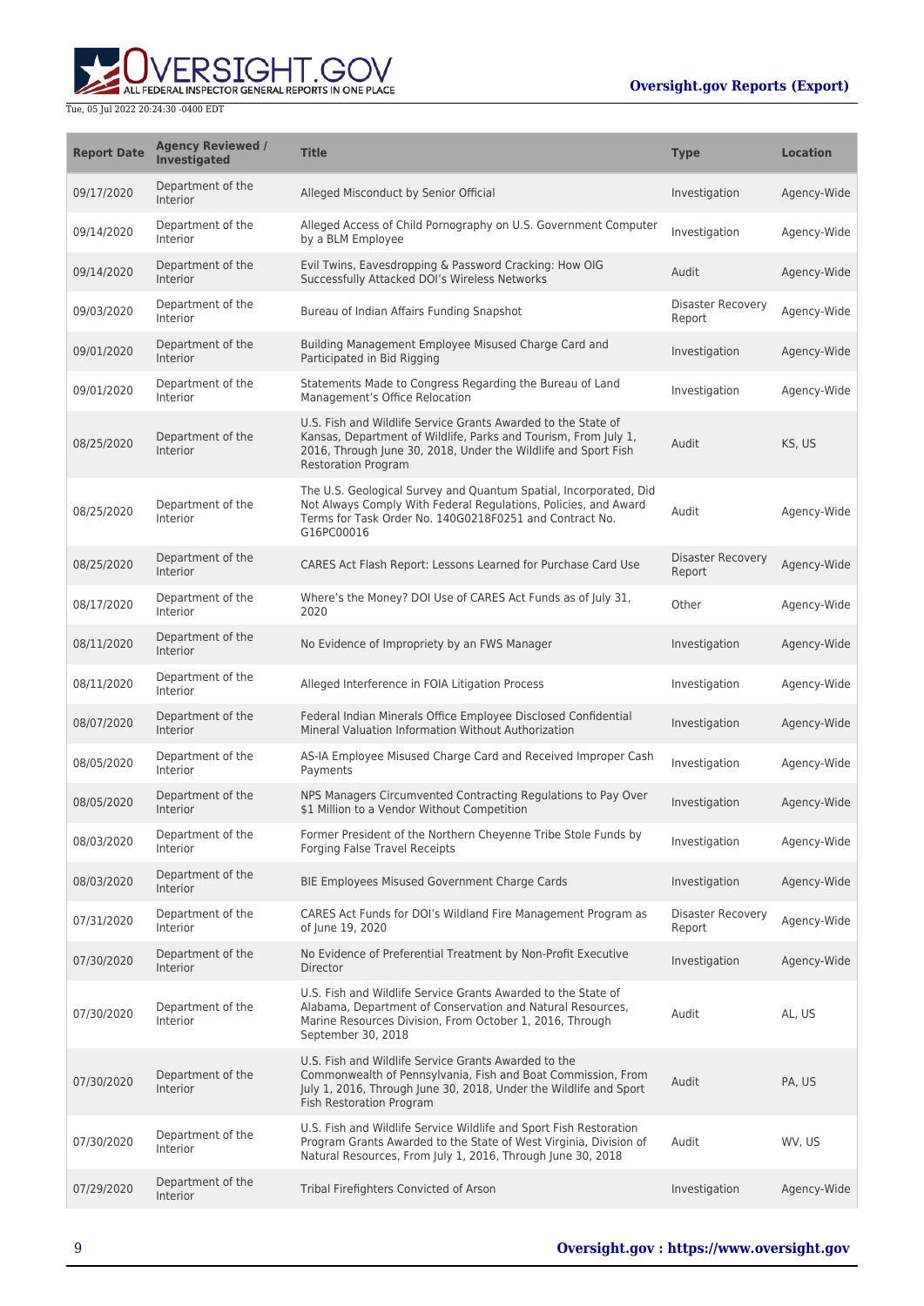| Report Date | Agency Reviewed / Investigated | Title | Type | Location |
| --- | --- | --- | --- | --- |
| 09/17/2020 | Department of the Interior | Alleged Misconduct by Senior Official | Investigation | Agency-Wide |
| 09/14/2020 | Department of the Interior | Alleged Access of Child Pornography on U.S. Government Computer by a BLM Employee | Investigation | Agency-Wide |
| 09/14/2020 | Department of the Interior | Evil Twins, Eavesdropping & Password Cracking: How OIG Successfully Attacked DOI's Wireless Networks | Audit | Agency-Wide |
| 09/03/2020 | Department of the Interior | Bureau of Indian Affairs Funding Snapshot | Disaster Recovery Report | Agency-Wide |
| 09/01/2020 | Department of the Interior | Building Management Employee Misused Charge Card and Participated in Bid Rigging | Investigation | Agency-Wide |
| 09/01/2020 | Department of the Interior | Statements Made to Congress Regarding the Bureau of Land Management's Office Relocation | Investigation | Agency-Wide |
| 08/25/2020 | Department of the Interior | U.S. Fish and Wildlife Service Grants Awarded to the State of Kansas, Department of Wildlife, Parks and Tourism, From July 1, 2016, Through June 30, 2018, Under the Wildlife and Sport Fish Restoration Program | Audit | KS, US |
| 08/25/2020 | Department of the Interior | The U.S. Geological Survey and Quantum Spatial, Incorporated, Did Not Always Comply With Federal Regulations, Policies, and Award Terms for Task Order No. 140G0218F0251 and Contract No. G16PC00016 | Audit | Agency-Wide |
| 08/25/2020 | Department of the Interior | CARES Act Flash Report: Lessons Learned for Purchase Card Use | Disaster Recovery Report | Agency-Wide |
| 08/17/2020 | Department of the Interior | Where's the Money? DOI Use of CARES Act Funds as of July 31, 2020 | Other | Agency-Wide |
| 08/11/2020 | Department of the Interior | No Evidence of Impropriety by an FWS Manager | Investigation | Agency-Wide |
| 08/11/2020 | Department of the Interior | Alleged Interference in FOIA Litigation Process | Investigation | Agency-Wide |
| 08/07/2020 | Department of the Interior | Federal Indian Minerals Office Employee Disclosed Confidential Mineral Valuation Information Without Authorization | Investigation | Agency-Wide |
| 08/05/2020 | Department of the Interior | AS-IA Employee Misused Charge Card and Received Improper Cash Payments | Investigation | Agency-Wide |
| 08/05/2020 | Department of the Interior | NPS Managers Circumvented Contracting Regulations to Pay Over $1 Million to a Vendor Without Competition | Investigation | Agency-Wide |
| 08/03/2020 | Department of the Interior | Former President of the Northern Cheyenne Tribe Stole Funds by Forging False Travel Receipts | Investigation | Agency-Wide |
| 08/03/2020 | Department of the Interior | BIE Employees Misused Government Charge Cards | Investigation | Agency-Wide |
| 07/31/2020 | Department of the Interior | CARES Act Funds for DOI's Wildland Fire Management Program as of June 19, 2020 | Disaster Recovery Report | Agency-Wide |
| 07/30/2020 | Department of the Interior | No Evidence of Preferential Treatment by Non-Profit Executive Director | Investigation | Agency-Wide |
| 07/30/2020 | Department of the Interior | U.S. Fish and Wildlife Service Grants Awarded to the State of Alabama, Department of Conservation and Natural Resources, Marine Resources Division, From October 1, 2016, Through September 30, 2018 | Audit | AL, US |
| 07/30/2020 | Department of the Interior | U.S. Fish and Wildlife Service Grants Awarded to the Commonwealth of Pennsylvania, Fish and Boat Commission, From July 1, 2016, Through June 30, 2018, Under the Wildlife and Sport Fish Restoration Program | Audit | PA, US |
| 07/30/2020 | Department of the Interior | U.S. Fish and Wildlife Service Wildlife and Sport Fish Restoration Program Grants Awarded to the State of West Virginia, Division of Natural Resources, From July 1, 2016, Through June 30, 2018 | Audit | WV, US |
| 07/29/2020 | Department of the Interior | Tribal Firefighters Convicted of Arson | Investigation | Agency-Wide |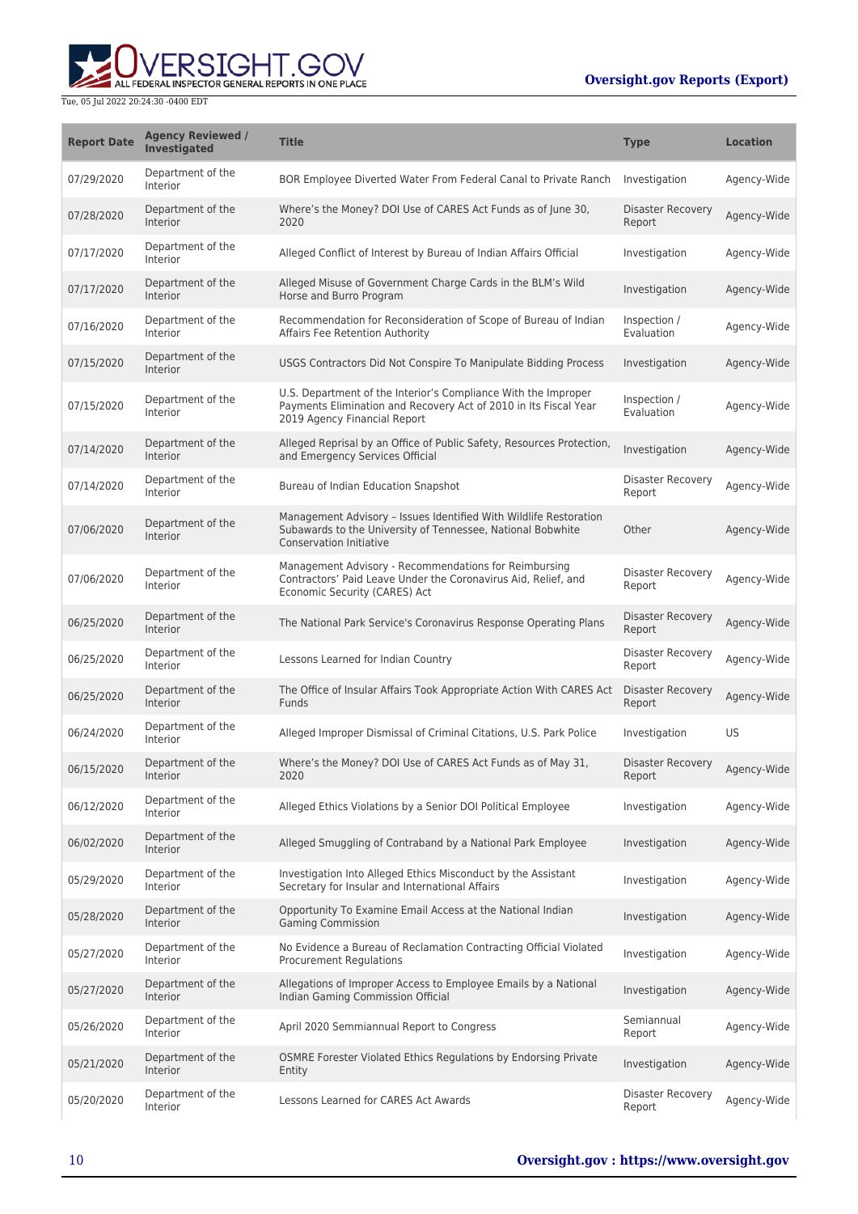| Report Date | Agency Reviewed / Investigated | Title | Type | Location |
|---|---|---|---|---|
| 07/29/2020 | Department of the Interior | BOR Employee Diverted Water From Federal Canal to Private Ranch | Investigation | Agency-Wide |
| 07/28/2020 | Department of the Interior | Where's the Money? DOI Use of CARES Act Funds as of June 30, 2020 | Disaster Recovery Report | Agency-Wide |
| 07/17/2020 | Department of the Interior | Alleged Conflict of Interest by Bureau of Indian Affairs Official | Investigation | Agency-Wide |
| 07/17/2020 | Department of the Interior | Alleged Misuse of Government Charge Cards in the BLM's Wild Horse and Burro Program | Investigation | Agency-Wide |
| 07/16/2020 | Department of the Interior | Recommendation for Reconsideration of Scope of Bureau of Indian Affairs Fee Retention Authority | Inspection / Evaluation | Agency-Wide |
| 07/15/2020 | Department of the Interior | USGS Contractors Did Not Conspire To Manipulate Bidding Process | Investigation | Agency-Wide |
| 07/15/2020 | Department of the Interior | U.S. Department of the Interior's Compliance With the Improper Payments Elimination and Recovery Act of 2010 in Its Fiscal Year 2019 Agency Financial Report | Inspection / Evaluation | Agency-Wide |
| 07/14/2020 | Department of the Interior | Alleged Reprisal by an Office of Public Safety, Resources Protection, and Emergency Services Official | Investigation | Agency-Wide |
| 07/14/2020 | Department of the Interior | Bureau of Indian Education Snapshot | Disaster Recovery Report | Agency-Wide |
| 07/06/2020 | Department of the Interior | Management Advisory – Issues Identified With Wildlife Restoration Subawards to the University of Tennessee, National Bobwhite Conservation Initiative | Other | Agency-Wide |
| 07/06/2020 | Department of the Interior | Management Advisory - Recommendations for Reimbursing Contractors' Paid Leave Under the Coronavirus Aid, Relief, and Economic Security (CARES) Act | Disaster Recovery Report | Agency-Wide |
| 06/25/2020 | Department of the Interior | The National Park Service's Coronavirus Response Operating Plans | Disaster Recovery Report | Agency-Wide |
| 06/25/2020 | Department of the Interior | Lessons Learned for Indian Country | Disaster Recovery Report | Agency-Wide |
| 06/25/2020 | Department of the Interior | The Office of Insular Affairs Took Appropriate Action With CARES Act Funds | Disaster Recovery Report | Agency-Wide |
| 06/24/2020 | Department of the Interior | Alleged Improper Dismissal of Criminal Citations, U.S. Park Police | Investigation | US |
| 06/15/2020 | Department of the Interior | Where's the Money? DOI Use of CARES Act Funds as of May 31, 2020 | Disaster Recovery Report | Agency-Wide |
| 06/12/2020 | Department of the Interior | Alleged Ethics Violations by a Senior DOI Political Employee | Investigation | Agency-Wide |
| 06/02/2020 | Department of the Interior | Alleged Smuggling of Contraband by a National Park Employee | Investigation | Agency-Wide |
| 05/29/2020 | Department of the Interior | Investigation Into Alleged Ethics Misconduct by the Assistant Secretary for Insular and International Affairs | Investigation | Agency-Wide |
| 05/28/2020 | Department of the Interior | Opportunity To Examine Email Access at the National Indian Gaming Commission | Investigation | Agency-Wide |
| 05/27/2020 | Department of the Interior | No Evidence a Bureau of Reclamation Contracting Official Violated Procurement Regulations | Investigation | Agency-Wide |
| 05/27/2020 | Department of the Interior | Allegations of Improper Access to Employee Emails by a National Indian Gaming Commission Official | Investigation | Agency-Wide |
| 05/26/2020 | Department of the Interior | April 2020 Semmiannual Report to Congress | Semiannual Report | Agency-Wide |
| 05/21/2020 | Department of the Interior | OSMRE Forester Violated Ethics Regulations by Endorsing Private Entity | Investigation | Agency-Wide |
| 05/20/2020 | Department of the Interior | Lessons Learned for CARES Act Awards | Disaster Recovery Report | Agency-Wide |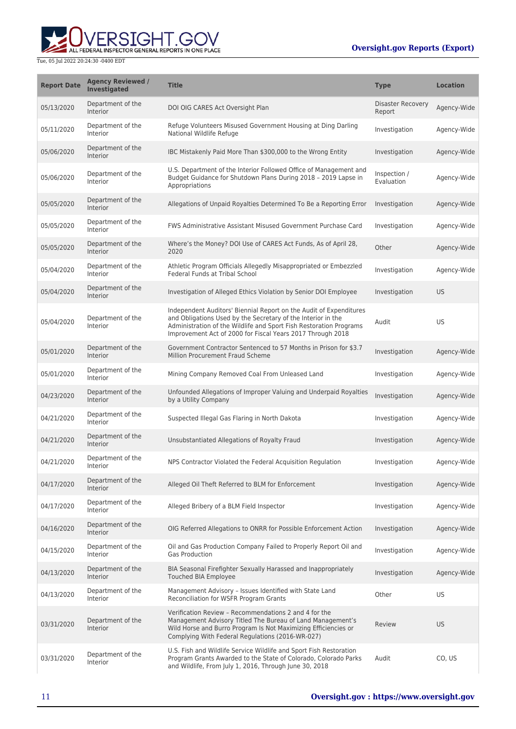| Report Date | Agency Reviewed / Investigated | Title | Type | Location |
|---|---|---|---|---|
| 05/13/2020 | Department of the Interior | DOI OIG CARES Act Oversight Plan | Disaster Recovery Report | Agency-Wide |
| 05/11/2020 | Department of the Interior | Refuge Volunteers Misused Government Housing at Ding Darling National Wildlife Refuge | Investigation | Agency-Wide |
| 05/06/2020 | Department of the Interior | IBC Mistakenly Paid More Than $300,000 to the Wrong Entity | Investigation | Agency-Wide |
| 05/06/2020 | Department of the Interior | U.S. Department of the Interior Followed Office of Management and Budget Guidance for Shutdown Plans During 2018 – 2019 Lapse in Appropriations | Inspection / Evaluation | Agency-Wide |
| 05/05/2020 | Department of the Interior | Allegations of Unpaid Royalties Determined To Be a Reporting Error | Investigation | Agency-Wide |
| 05/05/2020 | Department of the Interior | FWS Administrative Assistant Misused Government Purchase Card | Investigation | Agency-Wide |
| 05/05/2020 | Department of the Interior | Where's the Money? DOI Use of CARES Act Funds, As of April 28, 2020 | Other | Agency-Wide |
| 05/04/2020 | Department of the Interior | Athletic Program Officials Allegedly Misappropriated or Embezzled Federal Funds at Tribal School | Investigation | Agency-Wide |
| 05/04/2020 | Department of the Interior | Investigation of Alleged Ethics Violation by Senior DOI Employee | Investigation | US |
| 05/04/2020 | Department of the Interior | Independent Auditors' Biennial Report on the Audit of Expenditures and Obligations Used by the Secretary of the Interior in the Administration of the Wildlife and Sport Fish Restoration Programs Improvement Act of 2000 for Fiscal Years 2017 Through 2018 | Audit | US |
| 05/01/2020 | Department of the Interior | Government Contractor Sentenced to 57 Months in Prison for $3.7 Million Procurement Fraud Scheme | Investigation | Agency-Wide |
| 05/01/2020 | Department of the Interior | Mining Company Removed Coal From Unleased Land | Investigation | Agency-Wide |
| 04/23/2020 | Department of the Interior | Unfounded Allegations of Improper Valuing and Underpaid Royalties by a Utility Company | Investigation | Agency-Wide |
| 04/21/2020 | Department of the Interior | Suspected Illegal Gas Flaring in North Dakota | Investigation | Agency-Wide |
| 04/21/2020 | Department of the Interior | Unsubstantiated Allegations of Royalty Fraud | Investigation | Agency-Wide |
| 04/21/2020 | Department of the Interior | NPS Contractor Violated the Federal Acquisition Regulation | Investigation | Agency-Wide |
| 04/17/2020 | Department of the Interior | Alleged Oil Theft Referred to BLM for Enforcement | Investigation | Agency-Wide |
| 04/17/2020 | Department of the Interior | Alleged Bribery of a BLM Field Inspector | Investigation | Agency-Wide |
| 04/16/2020 | Department of the Interior | OIG Referred Allegations to ONRR for Possible Enforcement Action | Investigation | Agency-Wide |
| 04/15/2020 | Department of the Interior | Oil and Gas Production Company Failed to Properly Report Oil and Gas Production | Investigation | Agency-Wide |
| 04/13/2020 | Department of the Interior | BIA Seasonal Firefighter Sexually Harassed and Inappropriately Touched BIA Employee | Investigation | Agency-Wide |
| 04/13/2020 | Department of the Interior | Management Advisory – Issues Identified with State Land Reconciliation for WSFR Program Grants | Other | US |
| 03/31/2020 | Department of the Interior | Verification Review – Recommendations 2 and 4 for the Management Advisory Titled The Bureau of Land Management's Wild Horse and Burro Program Is Not Maximizing Efficiencies or Complying With Federal Regulations (2016-WR-027) | Review | US |
| 03/31/2020 | Department of the Interior | U.S. Fish and Wildlife Service Wildlife and Sport Fish Restoration Program Grants Awarded to the State of Colorado, Colorado Parks and Wildlife, From July 1, 2016, Through June 30, 2018 | Audit | CO, US |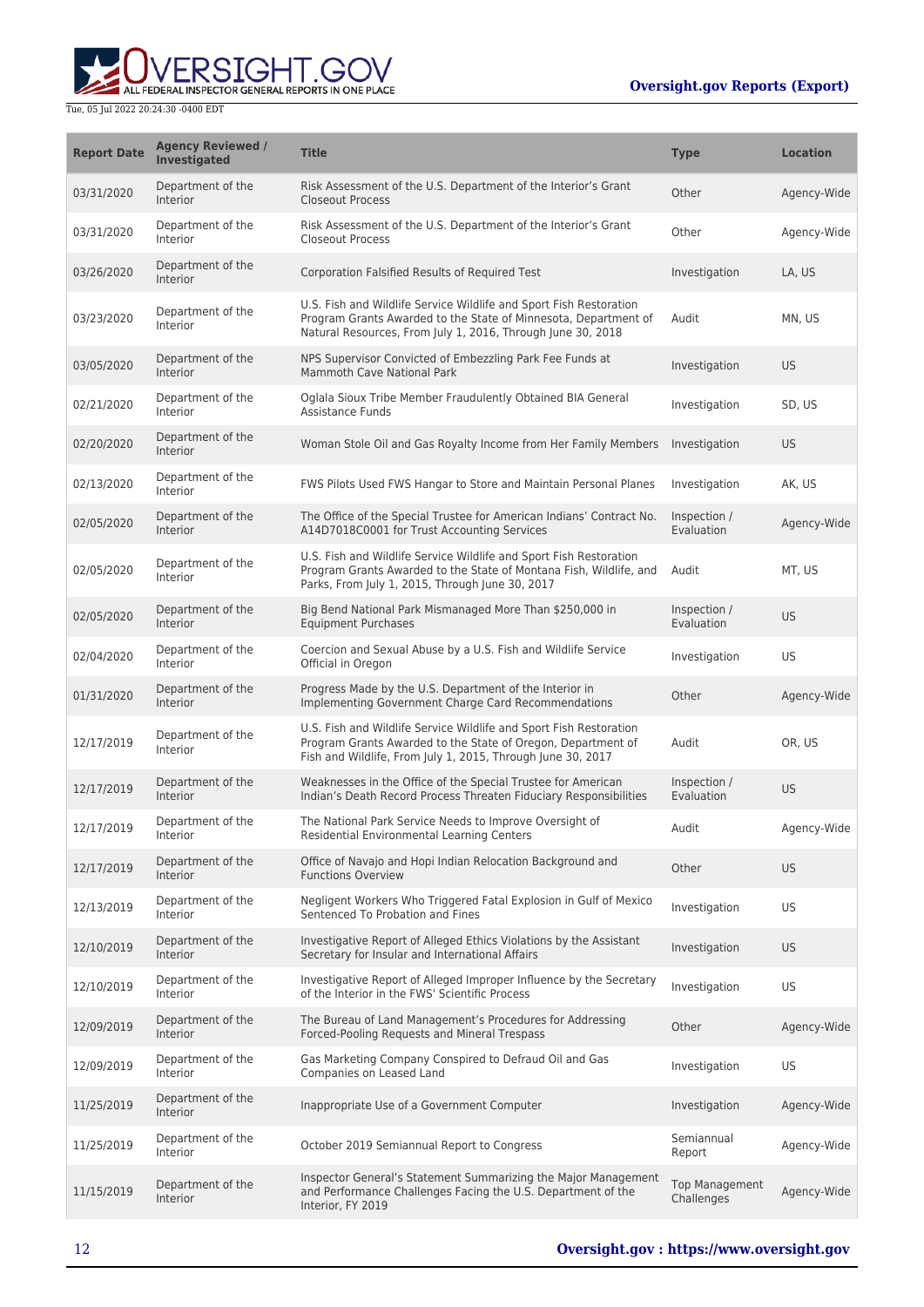| Report Date | Agency Reviewed / Investigated | Title | Type | Location |
|---|---|---|---|---|
| 03/31/2020 | Department of the Interior | Risk Assessment of the U.S. Department of the Interior's Grant Closeout Process | Other | Agency-Wide |
| 03/31/2020 | Department of the Interior | Risk Assessment of the U.S. Department of the Interior's Grant Closeout Process | Other | Agency-Wide |
| 03/26/2020 | Department of the Interior | Corporation Falsified Results of Required Test | Investigation | LA, US |
| 03/23/2020 | Department of the Interior | U.S. Fish and Wildlife Service Wildlife and Sport Fish Restoration Program Grants Awarded to the State of Minnesota, Department of Natural Resources, From July 1, 2016, Through June 30, 2018 | Audit | MN, US |
| 03/05/2020 | Department of the Interior | NPS Supervisor Convicted of Embezzling Park Fee Funds at Mammoth Cave National Park | Investigation | US |
| 02/21/2020 | Department of the Interior | Oglala Sioux Tribe Member Fraudulently Obtained BIA General Assistance Funds | Investigation | SD, US |
| 02/20/2020 | Department of the Interior | Woman Stole Oil and Gas Royalty Income from Her Family Members | Investigation | US |
| 02/13/2020 | Department of the Interior | FWS Pilots Used FWS Hangar to Store and Maintain Personal Planes | Investigation | AK, US |
| 02/05/2020 | Department of the Interior | The Office of the Special Trustee for American Indians' Contract No. A14D7018C0001 for Trust Accounting Services | Inspection / Evaluation | Agency-Wide |
| 02/05/2020 | Department of the Interior | U.S. Fish and Wildlife Service Wildlife and Sport Fish Restoration Program Grants Awarded to the State of Montana Fish, Wildlife, and Parks, From July 1, 2015, Through June 30, 2017 | Audit | MT, US |
| 02/05/2020 | Department of the Interior | Big Bend National Park Mismanaged More Than $250,000 in Equipment Purchases | Inspection / Evaluation | US |
| 02/04/2020 | Department of the Interior | Coercion and Sexual Abuse by a U.S. Fish and Wildlife Service Official in Oregon | Investigation | US |
| 01/31/2020 | Department of the Interior | Progress Made by the U.S. Department of the Interior in Implementing Government Charge Card Recommendations | Other | Agency-Wide |
| 12/17/2019 | Department of the Interior | U.S. Fish and Wildlife Service Wildlife and Sport Fish Restoration Program Grants Awarded to the State of Oregon, Department of Fish and Wildlife, From July 1, 2015, Through June 30, 2017 | Audit | OR, US |
| 12/17/2019 | Department of the Interior | Weaknesses in the Office of the Special Trustee for American Indian's Death Record Process Threaten Fiduciary Responsibilities | Inspection / Evaluation | US |
| 12/17/2019 | Department of the Interior | The National Park Service Needs to Improve Oversight of Residential Environmental Learning Centers | Audit | Agency-Wide |
| 12/17/2019 | Department of the Interior | Office of Navajo and Hopi Indian Relocation Background and Functions Overview | Other | US |
| 12/13/2019 | Department of the Interior | Negligent Workers Who Triggered Fatal Explosion in Gulf of Mexico Sentenced To Probation and Fines | Investigation | US |
| 12/10/2019 | Department of the Interior | Investigative Report of Alleged Ethics Violations by the Assistant Secretary for Insular and International Affairs | Investigation | US |
| 12/10/2019 | Department of the Interior | Investigative Report of Alleged Improper Influence by the Secretary of the Interior in the FWS' Scientific Process | Investigation | US |
| 12/09/2019 | Department of the Interior | The Bureau of Land Management's Procedures for Addressing Forced-Pooling Requests and Mineral Trespass | Other | Agency-Wide |
| 12/09/2019 | Department of the Interior | Gas Marketing Company Conspired to Defraud Oil and Gas Companies on Leased Land | Investigation | US |
| 11/25/2019 | Department of the Interior | Inappropriate Use of a Government Computer | Investigation | Agency-Wide |
| 11/25/2019 | Department of the Interior | October 2019 Semiannual Report to Congress | Semiannual Report | Agency-Wide |
| 11/15/2019 | Department of the Interior | Inspector General's Statement Summarizing the Major Management and Performance Challenges Facing the U.S. Department of the Interior, FY 2019 | Top Management Challenges | Agency-Wide |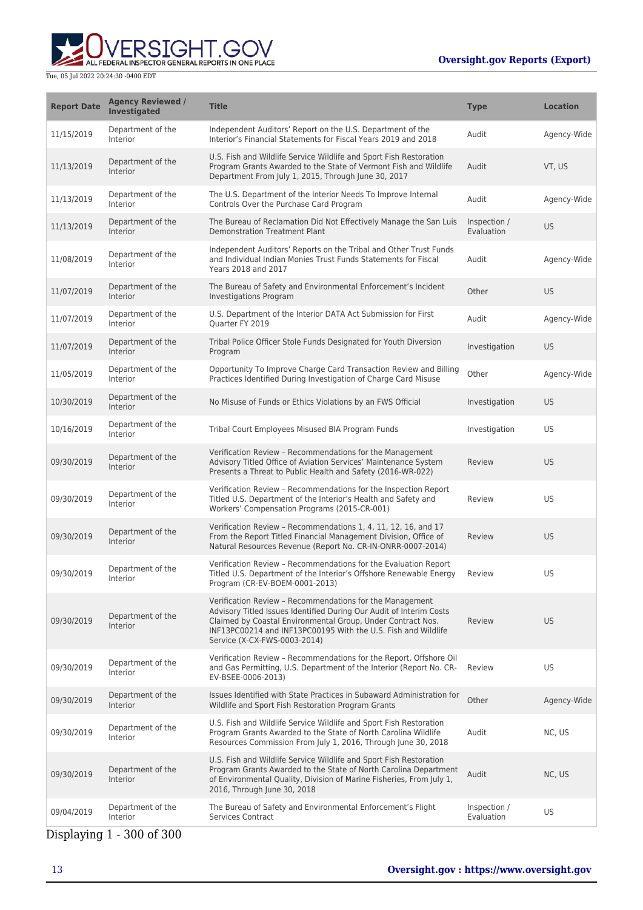| Report Date | Agency Reviewed / Investigated | Title | Type | Location |
|---|---|---|---|---|
| 11/15/2019 | Department of the Interior | Independent Auditors' Report on the U.S. Department of the Interior's Financial Statements for Fiscal Years 2019 and 2018 | Audit | Agency-Wide |
| 11/13/2019 | Department of the Interior | U.S. Fish and Wildlife Service Wildlife and Sport Fish Restoration Program Grants Awarded to the State of Vermont Fish and Wildlife Department From July 1, 2015, Through June 30, 2017 | Audit | VT, US |
| 11/13/2019 | Department of the Interior | The U.S. Department of the Interior Needs To Improve Internal Controls Over the Purchase Card Program | Audit | Agency-Wide |
| 11/13/2019 | Department of the Interior | The Bureau of Reclamation Did Not Effectively Manage the San Luis Demonstration Treatment Plant | Inspection / Evaluation | US |
| 11/08/2019 | Department of the Interior | Independent Auditors' Reports on the Tribal and Other Trust Funds and Individual Indian Monies Trust Funds Statements for Fiscal Years 2018 and 2017 | Audit | Agency-Wide |
| 11/07/2019 | Department of the Interior | The Bureau of Safety and Environmental Enforcement's Incident Investigations Program | Other | US |
| 11/07/2019 | Department of the Interior | U.S. Department of the Interior DATA Act Submission for First Quarter FY 2019 | Audit | Agency-Wide |
| 11/07/2019 | Department of the Interior | Tribal Police Officer Stole Funds Designated for Youth Diversion Program | Investigation | US |
| 11/05/2019 | Department of the Interior | Opportunity To Improve Charge Card Transaction Review and Billing Practices Identified During Investigation of Charge Card Misuse | Other | Agency-Wide |
| 10/30/2019 | Department of the Interior | No Misuse of Funds or Ethics Violations by an FWS Official | Investigation | US |
| 10/16/2019 | Department of the Interior | Tribal Court Employees Misused BIA Program Funds | Investigation | US |
| 09/30/2019 | Department of the Interior | Verification Review – Recommendations for the Management Advisory Titled Office of Aviation Services' Maintenance System Presents a Threat to Public Health and Safety (2016-WR-022) | Review | US |
| 09/30/2019 | Department of the Interior | Verification Review – Recommendations for the Inspection Report Titled U.S. Department of the Interior's Health and Safety and Workers' Compensation Programs (2015-CR-001) | Review | US |
| 09/30/2019 | Department of the Interior | Verification Review – Recommendations 1, 4, 11, 12, 16, and 17 From the Report Titled Financial Management Division, Office of Natural Resources Revenue (Report No. CR-IN-ONRR-0007-2014) | Review | US |
| 09/30/2019 | Department of the Interior | Verification Review – Recommendations for the Evaluation Report Titled U.S. Department of the Interior's Offshore Renewable Energy Program (CR-EV-BOEM-0001-2013) | Review | US |
| 09/30/2019 | Department of the Interior | Verification Review – Recommendations for the Management Advisory Titled Issues Identified During Our Audit of Interim Costs Claimed by Coastal Environmental Group, Under Contract Nos. INF13PC00214 and INF13PC00195 With the U.S. Fish and Wildlife Service (X-CX-FWS-0003-2014) | Review | US |
| 09/30/2019 | Department of the Interior | Verification Review – Recommendations for the Report, Offshore Oil and Gas Permitting, U.S. Department of the Interior (Report No. CR-EV-BSEE-0006-2013) | Review | US |
| 09/30/2019 | Department of the Interior | Issues Identified with State Practices in Subaward Administration for Wildlife and Sport Fish Restoration Program Grants | Other | Agency-Wide |
| 09/30/2019 | Department of the Interior | U.S. Fish and Wildlife Service Wildlife and Sport Fish Restoration Program Grants Awarded to the State of North Carolina Wildlife Resources Commission From July 1, 2016, Through June 30, 2018 | Audit | NC, US |
| 09/30/2019 | Department of the Interior | U.S. Fish and Wildlife Service Wildlife and Sport Fish Restoration Program Grants Awarded to the State of North Carolina Department of Environmental Quality, Division of Marine Fisheries, From July 1, 2016, Through June 30, 2018 | Audit | NC, US |
| 09/04/2019 | Department of the Interior | The Bureau of Safety and Environmental Enforcement's Flight Services Contract | Inspection / Evaluation | US |

Displaying 1 - 300 of 300